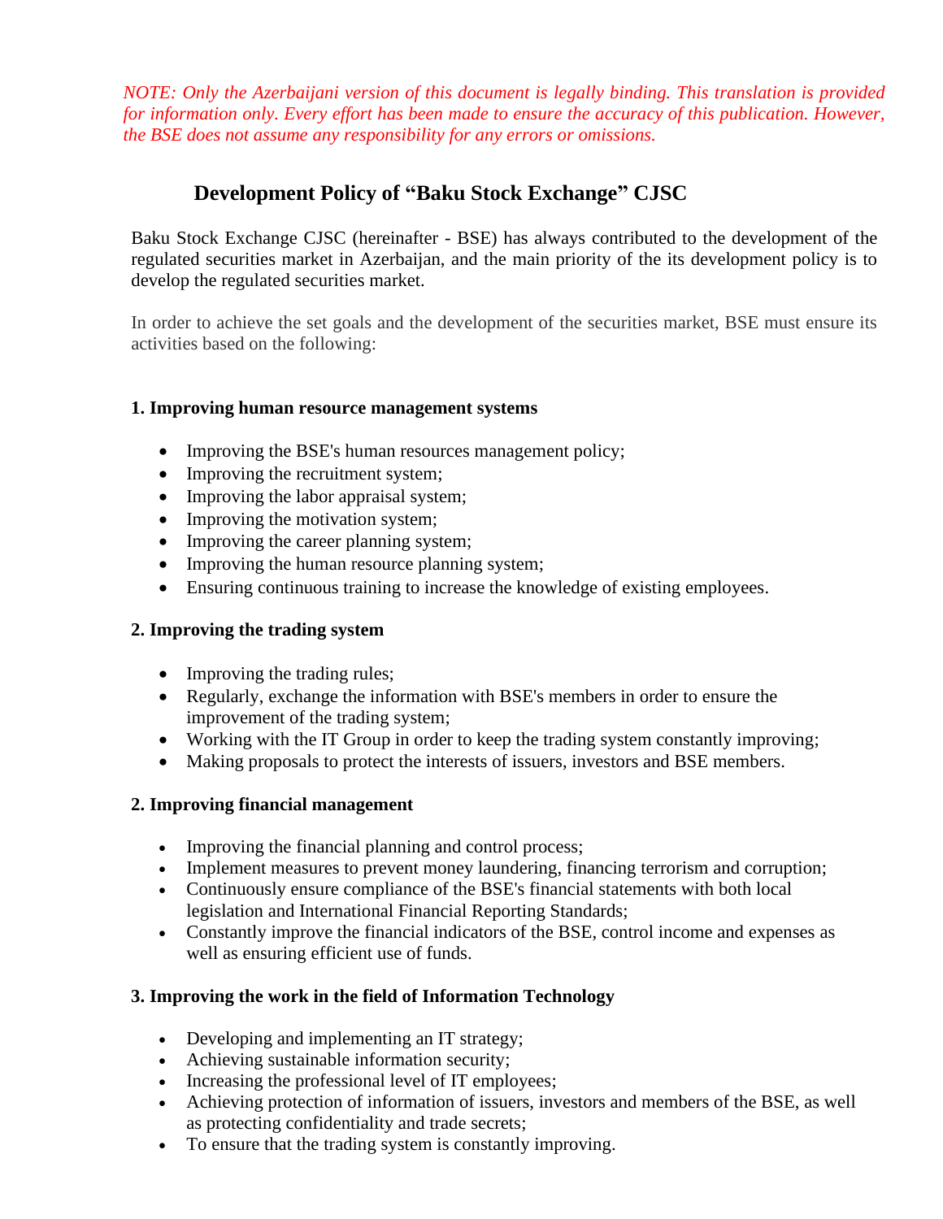*NOTE: Only the Azerbaijani version of this document is legally binding. This translation is provided for information only. Every effort has been made to ensure the accuracy of this publication. However, the BSE does not assume any responsibility for any errors or omissions.*

# Development Policy of “Baku Stock Exchange” CJSC

Baku Stock Exchange CJSC (hereinafter - BSE) has always contributed to the development of the regulated securities market in Azerbaijan, and the main priority of the its development policy is to develop the regulated securities market.

In order to achieve the set goals and the development of the securities market, BSE must ensure its activities based on the following:

**1. Improving human resource management systems**

- Improving the BSE's human resources management policy;
- Improving the recruitment system;
- Improving the labor appraisal system;
- Improving the motivation system;
- Improving the career planning system;
- Improving the human resource planning system;
- Ensuring continuous training to increase the knowledge of existing employees.

**2. Improving the trading system**

- Improving the trading rules;
- Regularly, exchange the information with BSE's members in order to ensure the improvement of the trading system;
- Working with the IT Group in order to keep the trading system constantly improving;
- Making proposals to protect the interests of issuers, investors and BSE members.

**2. Improving financial management**

- Improving the financial planning and control process;
- Implement measures to prevent money laundering, financing terrorism and corruption;
- Continuously ensure compliance of the BSE's financial statements with both local legislation and International Financial Reporting Standards;
- Constantly improve the financial indicators of the BSE, control income and expenses as well as ensuring efficient use of funds.

**3. Improving the work in the field of Information Technology**

- Developing and implementing an IT strategy;
- Achieving sustainable information security;
- Increasing the professional level of IT employees;
- Achieving protection of information of issuers, investors and members of the BSE, as well as protecting confidentiality and trade secrets;
- To ensure that the trading system is constantly improving.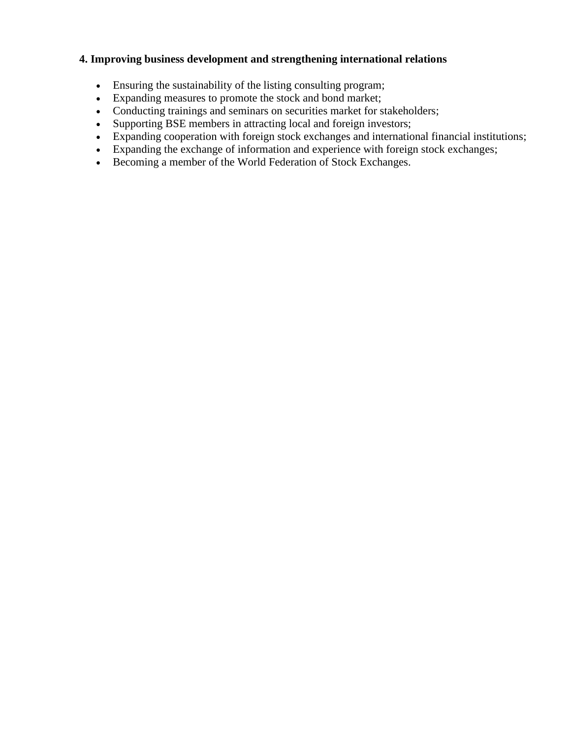**4. Improving business development and strengthening international relations**

- Ensuring the sustainability of the listing consulting program;
- Expanding measures to promote the stock and bond market;
- Conducting trainings and seminars on securities market for stakeholders;
- Supporting BSE members in attracting local and foreign investors;
- Expanding cooperation with foreign stock exchanges and international financial institutions;
- Expanding the exchange of information and experience with foreign stock exchanges;
- Becoming a member of the World Federation of Stock Exchanges.